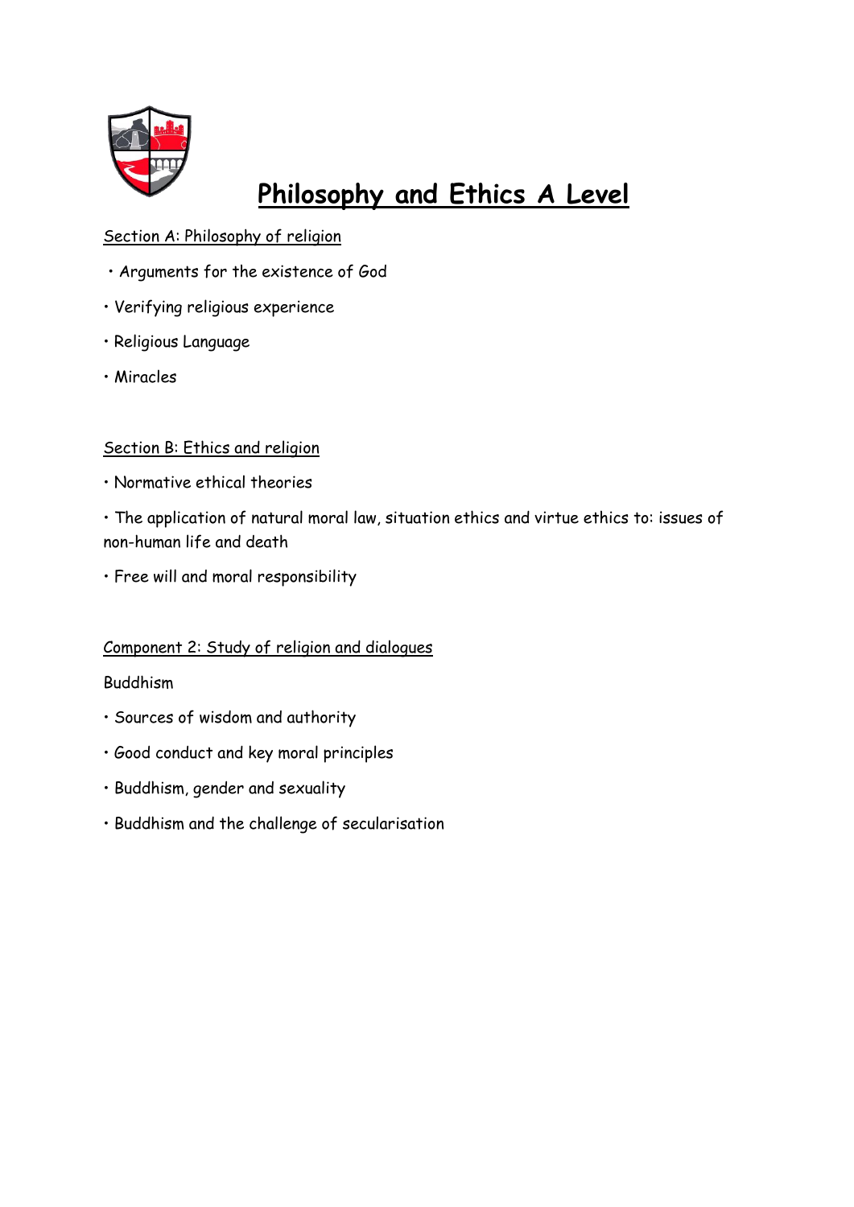# **Philosophy and Ethics A Level**

Section A: Philosophy of religion

- Arguments for the existence of God
- Verifying religious experience
- Religious Language
- Miracles

Section B: Ethics and religion

- Normative ethical theories
- The application of natural moral law, situation ethics and virtue ethics to: issues of non-human life and death
- Free will and moral responsibility

Component 2: Study of religion and dialogues

Buddhism

- Sources of wisdom and authority
- Good conduct and key moral principles
- Buddhism, gender and sexuality
- Buddhism and the challenge of secularisation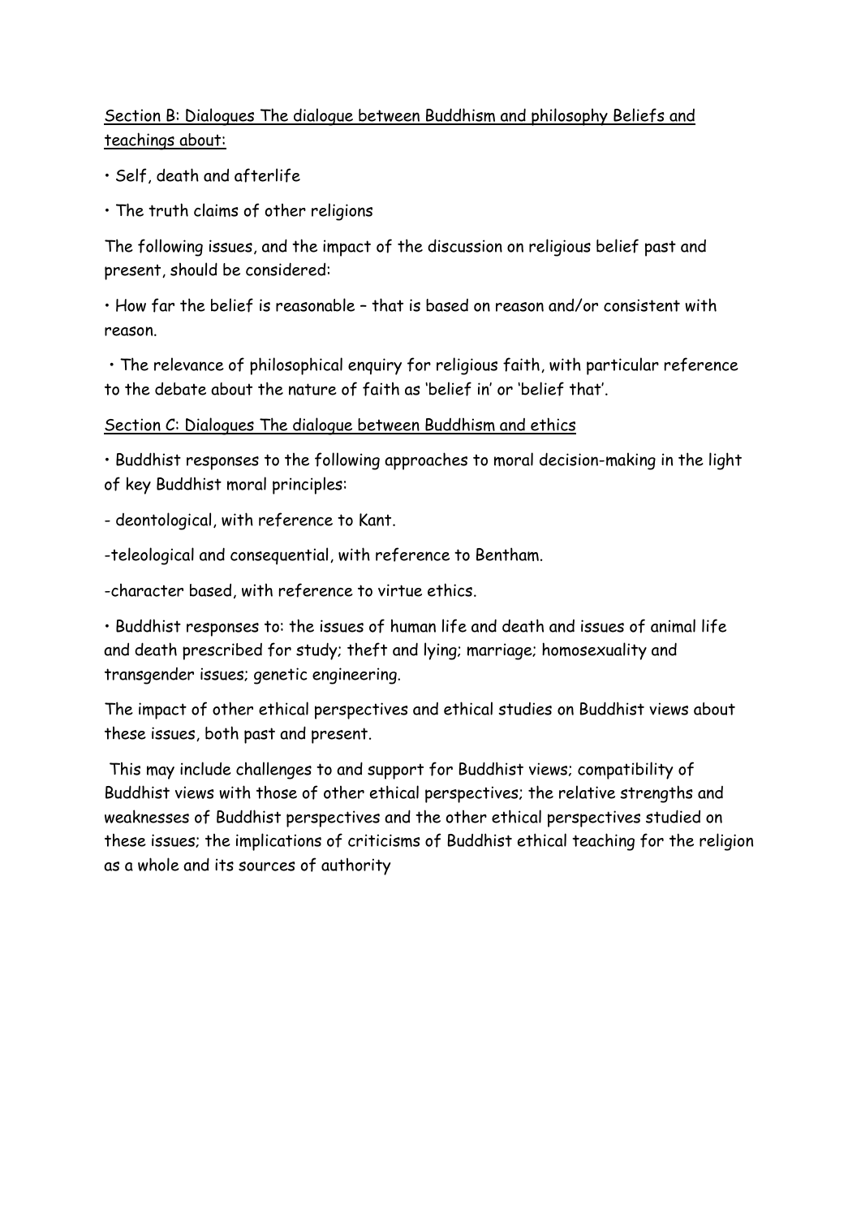<u>Section B: Dialogues The dialogue between Buddhism and philosophy Beliefs and teachings about:</u>

- Self, death and afterlife
- The truth claims of other religions

The following issues, and the impact of the discussion on religious belief past and present, should be considered:

- How far the belief is reasonable – that is based on reason and/or consistent with reason.
- The relevance of philosophical enquiry for religious faith, with particular reference to the debate about the nature of faith as 'belief in' or 'belief that'.

<u>Section C: Dialogues The dialogue between Buddhism and ethics</u>

- Buddhist responses to the following approaches to moral decision-making in the light of key Buddhist moral principles:

- deontological, with reference to Kant.

-teleological and consequential, with reference to Bentham.

-character based, with reference to virtue ethics.

- Buddhist responses to: the issues of human life and death and issues of animal life and death prescribed for study; theft and lying; marriage; homosexuality and transgender issues; genetic engineering.

The impact of other ethical perspectives and ethical studies on Buddhist views about these issues, both past and present.

This may include challenges to and support for Buddhist views; compatibility of Buddhist views with those of other ethical perspectives; the relative strengths and weaknesses of Buddhist perspectives and the other ethical perspectives studied on these issues; the implications of criticisms of Buddhist ethical teaching for the religion as a whole and its sources of authority